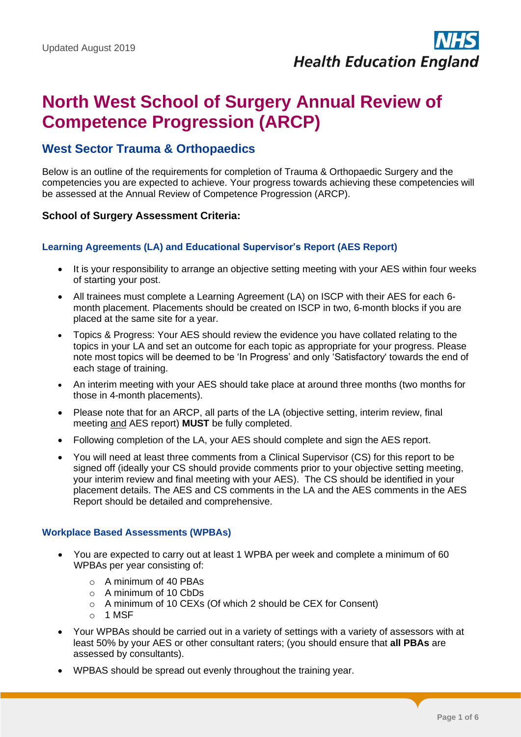Updated August 2019

# North West School of Surgery Annual Review of Competence Progression (ARCP)

## West Sector Trauma & Orthopaedics

Below is an outline of the requirements for completion of Trauma & Orthopaedic Surgery and the competencies you are expected to achieve. Your progress towards achieving these competencies will be assessed at the Annual Review of Competence Progression (ARCP).

### School of Surgery Assessment Criteria:

#### Learning Agreements (LA) and Educational Supervisor's Report (AES Report)

- It is your responsibility to arrange an objective setting meeting with your AES within four weeks of starting your post.
- All trainees must complete a Learning Agreement (LA) on ISCP with their AES for each 6-month placement. Placements should be created on ISCP in two, 6-month blocks if you are placed at the same site for a year.
- Topics & Progress: Your AES should review the evidence you have collated relating to the topics in your LA and set an outcome for each topic as appropriate for your progress. Please note most topics will be deemed to be 'In Progress' and only 'Satisfactory' towards the end of each stage of training.
- An interim meeting with your AES should take place at around three months (two months for those in 4-month placements).
- Please note that for an ARCP, all parts of the LA (objective setting, interim review, final meeting and AES report) **MUST** be fully completed.
- Following completion of the LA, your AES should complete and sign the AES report.
- You will need at least three comments from a Clinical Supervisor (CS) for this report to be signed off (ideally your CS should provide comments prior to your objective setting meeting, your interim review and final meeting with your AES). The CS should be identified in your placement details. The AES and CS comments in the LA and the AES comments in the AES Report should be detailed and comprehensive.

#### Workplace Based Assessments (WPBAs)

- You are expected to carry out at least 1 WPBA per week and complete a minimum of 60 WPBAs per year consisting of:
  - A minimum of 40 PBAs
  - A minimum of 10 CbDs
  - A minimum of 10 CEXs (Of which 2 should be CEX for Consent)
  - 1 MSF
- Your WPBAs should be carried out in a variety of settings with a variety of assessors with at least 50% by your AES or other consultant raters; (you should ensure that **all PBAs** are assessed by consultants).
- WPBAS should be spread out evenly throughout the training year.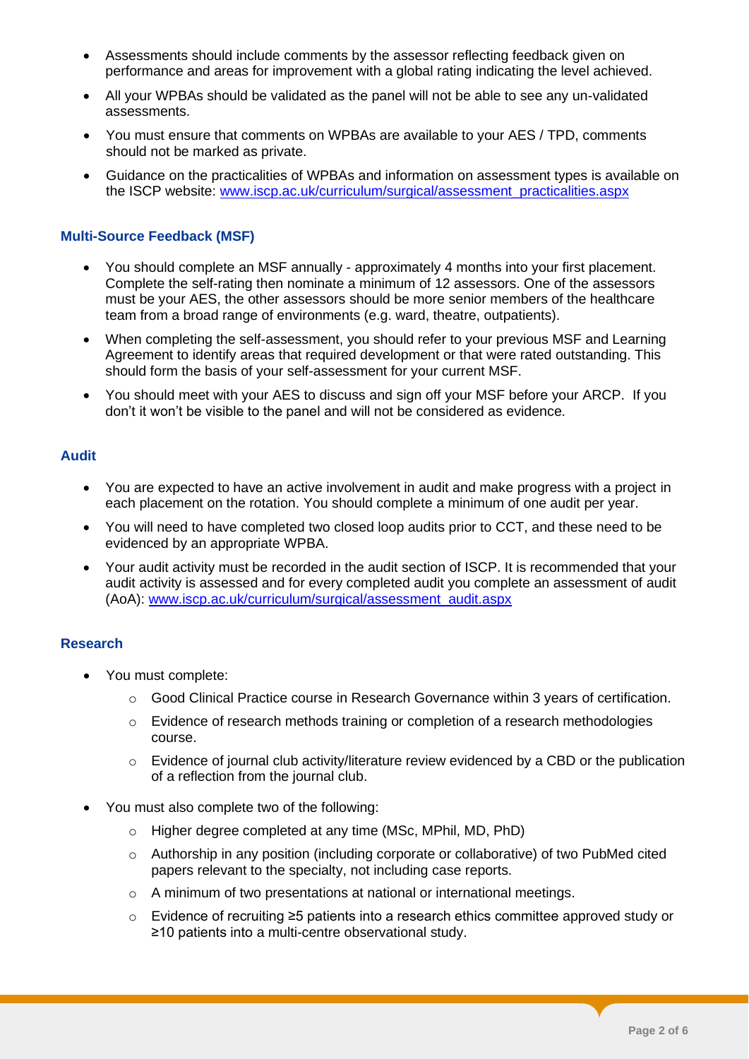- Assessments should include comments by the assessor reflecting feedback given on performance and areas for improvement with a global rating indicating the level achieved.
- All your WPBAs should be validated as the panel will not be able to see any un-validated assessments.
- You must ensure that comments on WPBAs are available to your AES / TPD, comments should not be marked as private.
- Guidance on the practicalities of WPBAs and information on assessment types is available on the ISCP website: [www.iscp.ac.uk/curriculum/surgical/assessment_practicalities.aspx](www.iscp.ac.uk/curriculum/surgical/assessment_practicalities.aspx)

### Multi-Source Feedback (MSF)

- You should complete an MSF annually - approximately 4 months into your first placement. Complete the self-rating then nominate a minimum of 12 assessors. One of the assessors must be your AES, the other assessors should be more senior members of the healthcare team from a broad range of environments (e.g. ward, theatre, outpatients).
- When completing the self-assessment, you should refer to your previous MSF and Learning Agreement to identify areas that required development or that were rated outstanding. This should form the basis of your self-assessment for your current MSF.
- You should meet with your AES to discuss and sign off your MSF before your ARCP. If you don't it won't be visible to the panel and will not be considered as evidence.

### Audit

- You are expected to have an active involvement in audit and make progress with a project in each placement on the rotation. You should complete a minimum of one audit per year.
- You will need to have completed two closed loop audits prior to CCT, and these need to be evidenced by an appropriate WPBA.
- Your audit activity must be recorded in the audit section of ISCP. It is recommended that your audit activity is assessed and for every completed audit you complete an assessment of audit (AoA): [www.iscp.ac.uk/curriculum/surgical/assessment_audit.aspx](www.iscp.ac.uk/curriculum/surgical/assessment_audit.aspx)

### Research

- You must complete:
  - Good Clinical Practice course in Research Governance within 3 years of certification.
  - Evidence of research methods training or completion of a research methodologies course.
  - Evidence of journal club activity/literature review evidenced by a CBD or the publication of a reflection from the journal club.
- You must also complete two of the following:
  - Higher degree completed at any time (MSc, MPhil, MD, PhD)
  - Authorship in any position (including corporate or collaborative) of two PubMed cited papers relevant to the specialty, not including case reports.
  - A minimum of two presentations at national or international meetings.
  - Evidence of recruiting ≥5 patients into a research ethics committee approved study or ≥10 patients into a multi-centre observational study.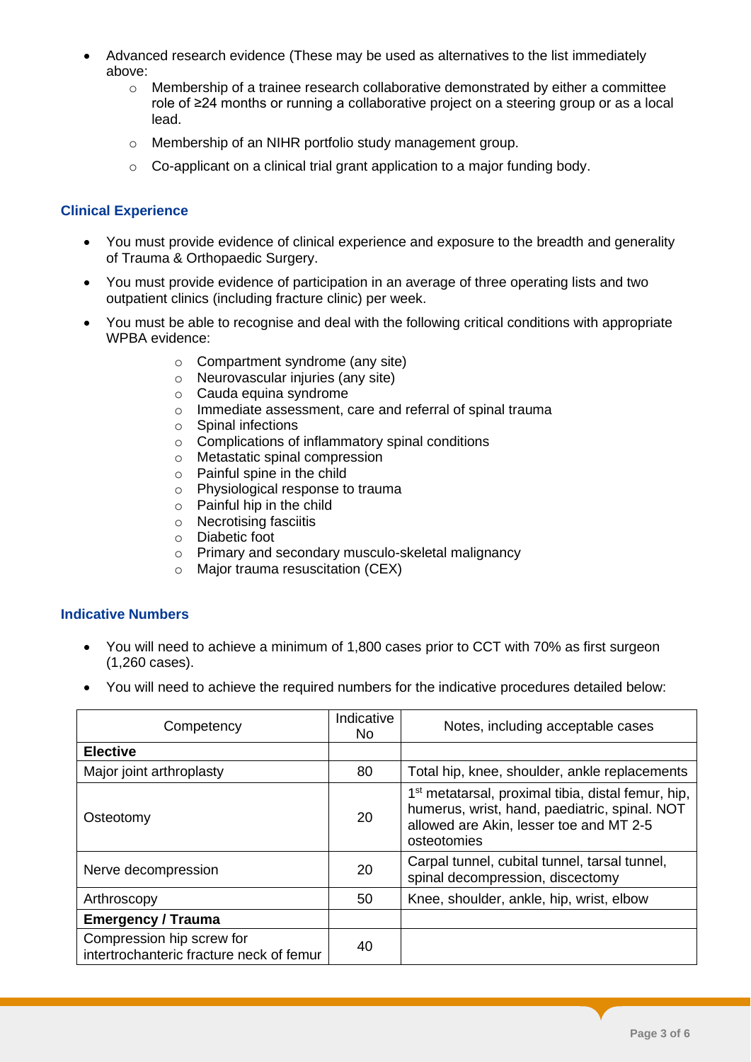- Advanced research evidence (These may be used as alternatives to the list immediately above:
  - Membership of a trainee research collaborative demonstrated by either a committee role of ≥24 months or running a collaborative project on a steering group or as a local lead.
  - Membership of an NIHR portfolio study management group.
  - Co-applicant on a clinical trial grant application to a major funding body.

### Clinical Experience

- You must provide evidence of clinical experience and exposure to the breadth and generality of Trauma & Orthopaedic Surgery.
- You must provide evidence of participation in an average of three operating lists and two outpatient clinics (including fracture clinic) per week.
- You must be able to recognise and deal with the following critical conditions with appropriate WPBA evidence:
  - Compartment syndrome (any site)
  - Neurovascular injuries (any site)
  - Cauda equina syndrome
  - Immediate assessment, care and referral of spinal trauma
  - Spinal infections
  - Complications of inflammatory spinal conditions
  - Metastatic spinal compression
  - Painful spine in the child
  - Physiological response to trauma
  - Painful hip in the child
  - Necrotising fasciitis
  - Diabetic foot
  - Primary and secondary musculo-skeletal malignancy
  - Major trauma resuscitation (CEX)

### Indicative Numbers

- You will need to achieve a minimum of 1,800 cases prior to CCT with 70% as first surgeon (1,260 cases).
- You will need to achieve the required numbers for the indicative procedures detailed below:

| Competency | Indicative No | Notes, including acceptable cases |
|---|---|---|
| **Elective** | | |
| Major joint arthroplasty | 80 | Total hip, knee, shoulder, ankle replacements |
| Osteotomy | 20 | 1st metatarsal, proximal tibia, distal femur, hip, humerus, wrist, hand, paediatric, spinal. NOT allowed are Akin, lesser toe and MT 2-5 osteotomies |
| Nerve decompression | 20 | Carpal tunnel, cubital tunnel, tarsal tunnel, spinal decompression, discectomy |
| Arthroscopy | 50 | Knee, shoulder, ankle, hip, wrist, elbow |
| **Emergency / Trauma** | | |
| Compression hip screw for intertrochanteric fracture neck of femur | 40 | |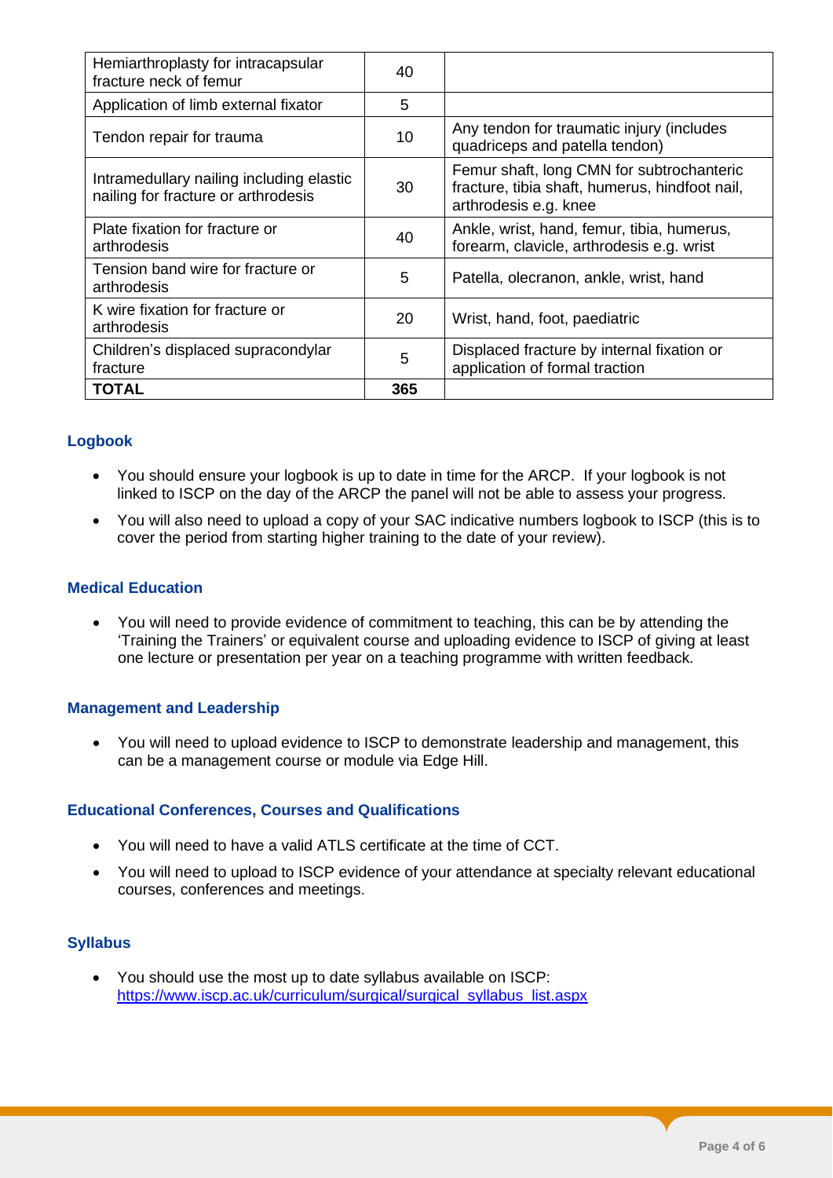| | | |
|---|---|---|
| Hemiarthroplasty for intracapsular fracture neck of femur | 40 | |
| Application of limb external fixator | 5 | |
| Tendon repair for trauma | 10 | Any tendon for traumatic injury (includes quadriceps and patella tendon) |
| Intramedullary nailing including elastic nailing for fracture or arthrodesis | 30 | Femur shaft, long CMN for subtrochanteric fracture, tibia shaft, humerus, hindfoot nail, arthrodesis e.g. knee |
| Plate fixation for fracture or arthrodesis | 40 | Ankle, wrist, hand, femur, tibia, humerus, forearm, clavicle, arthrodesis e.g. wrist |
| Tension band wire for fracture or arthrodesis | 5 | Patella, olecranon, ankle, wrist, hand |
| K wire fixation for fracture or arthrodesis | 20 | Wrist, hand, foot, paediatric |
| Children's displaced supracondylar fracture | 5 | Displaced fracture by internal fixation or application of formal traction |
| **TOTAL** | **365** | |

### Logbook

- You should ensure your logbook is up to date in time for the ARCP. If your logbook is not linked to ISCP on the day of the ARCP the panel will not be able to assess your progress.
- You will also need to upload a copy of your SAC indicative numbers logbook to ISCP (this is to cover the period from starting higher training to the date of your review).

### Medical Education

- You will need to provide evidence of commitment to teaching, this can be by attending the 'Training the Trainers' or equivalent course and uploading evidence to ISCP of giving at least one lecture or presentation per year on a teaching programme with written feedback.

### Management and Leadership

- You will need to upload evidence to ISCP to demonstrate leadership and management, this can be a management course or module via Edge Hill.

### Educational Conferences, Courses and Qualifications

- You will need to have a valid ATLS certificate at the time of CCT.
- You will need to upload to ISCP evidence of your attendance at specialty relevant educational courses, conferences and meetings.

### Syllabus

- You should use the most up to date syllabus available on ISCP: https://www.iscp.ac.uk/curriculum/surgical/surgical_syllabus_list.aspx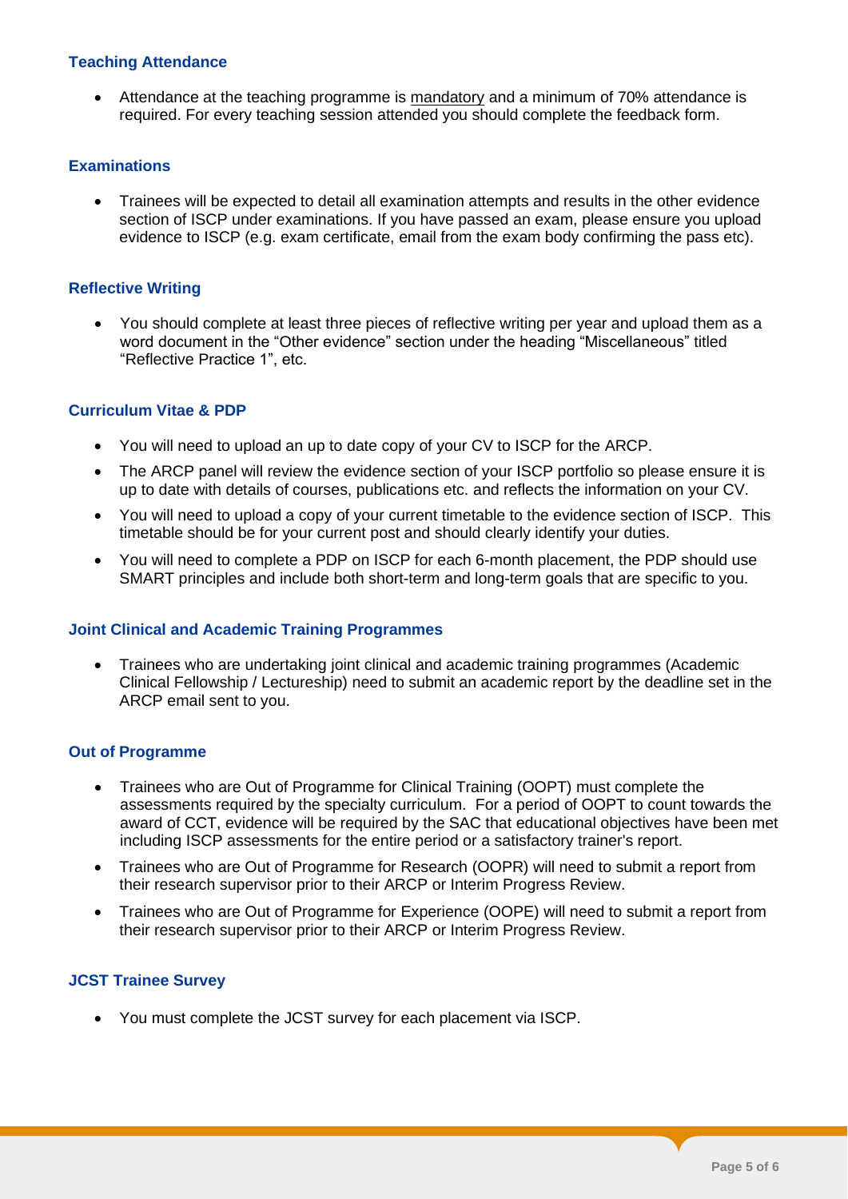### Teaching Attendance

- Attendance at the teaching programme is mandatory and a minimum of 70% attendance is required. For every teaching session attended you should complete the feedback form.

### Examinations

- Trainees will be expected to detail all examination attempts and results in the other evidence section of ISCP under examinations. If you have passed an exam, please ensure you upload evidence to ISCP (e.g. exam certificate, email from the exam body confirming the pass etc).

### Reflective Writing

- You should complete at least three pieces of reflective writing per year and upload them as a word document in the "Other evidence" section under the heading "Miscellaneous" titled "Reflective Practice 1", etc.

### Curriculum Vitae & PDP

- You will need to upload an up to date copy of your CV to ISCP for the ARCP.
- The ARCP panel will review the evidence section of your ISCP portfolio so please ensure it is up to date with details of courses, publications etc. and reflects the information on your CV.
- You will need to upload a copy of your current timetable to the evidence section of ISCP. This timetable should be for your current post and should clearly identify your duties.
- You will need to complete a PDP on ISCP for each 6-month placement, the PDP should use SMART principles and include both short-term and long-term goals that are specific to you.

### Joint Clinical and Academic Training Programmes

- Trainees who are undertaking joint clinical and academic training programmes (Academic Clinical Fellowship / Lectureship) need to submit an academic report by the deadline set in the ARCP email sent to you.

### Out of Programme

- Trainees who are Out of Programme for Clinical Training (OOPT) must complete the assessments required by the specialty curriculum. For a period of OOPT to count towards the award of CCT, evidence will be required by the SAC that educational objectives have been met including ISCP assessments for the entire period or a satisfactory trainer's report.
- Trainees who are Out of Programme for Research (OOPR) will need to submit a report from their research supervisor prior to their ARCP or Interim Progress Review.
- Trainees who are Out of Programme for Experience (OOPE) will need to submit a report from their research supervisor prior to their ARCP or Interim Progress Review.

### JCST Trainee Survey

- You must complete the JCST survey for each placement via ISCP.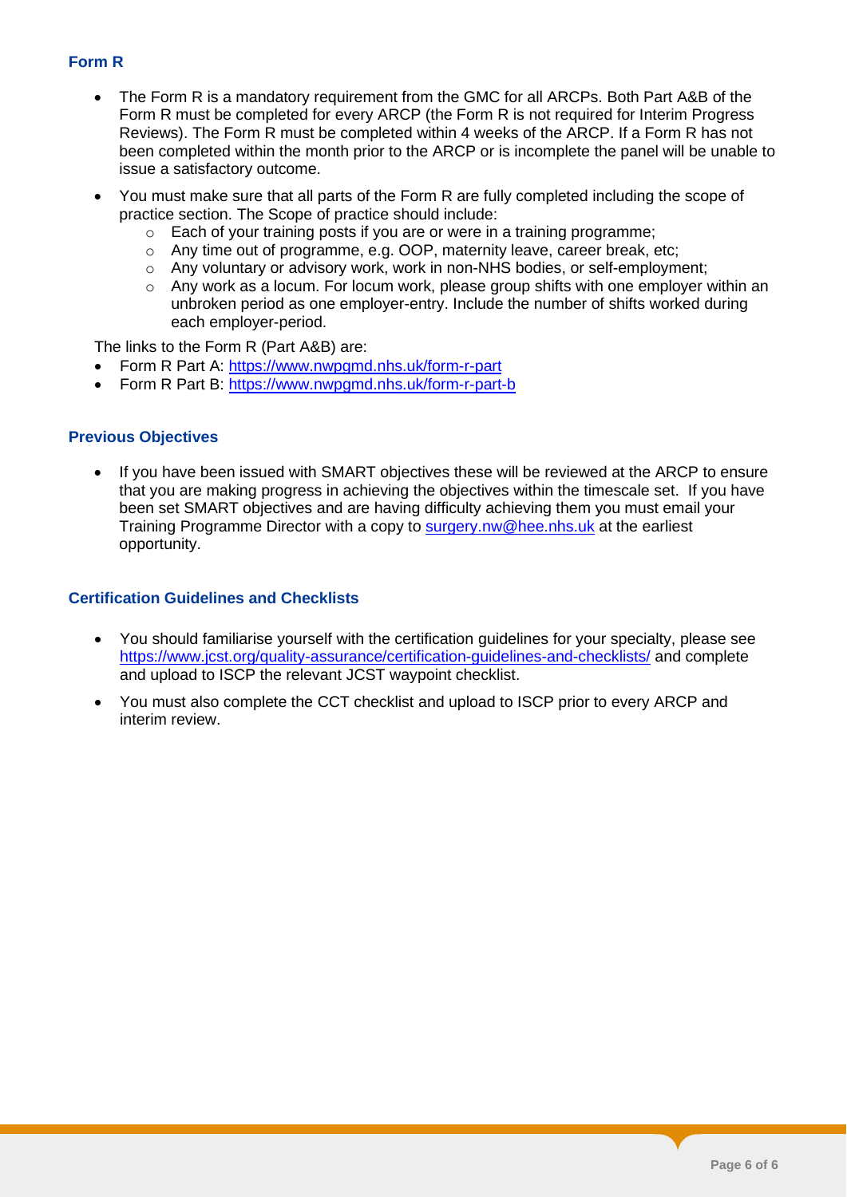### Form R

- The Form R is a mandatory requirement from the GMC for all ARCPs. Both Part A&B of the Form R must be completed for every ARCP (the Form R is not required for Interim Progress Reviews). The Form R must be completed within 4 weeks of the ARCP. If a Form R has not been completed within the month prior to the ARCP or is incomplete the panel will be unable to issue a satisfactory outcome.
- You must make sure that all parts of the Form R are fully completed including the scope of practice section. The Scope of practice should include:
    - Each of your training posts if you are or were in a training programme;
    - Any time out of programme, e.g. OOP, maternity leave, career break, etc;
    - Any voluntary or advisory work, work in non-NHS bodies, or self-employment;
    - Any work as a locum. For locum work, please group shifts with one employer within an unbroken period as one employer-entry. Include the number of shifts worked during each employer-period.

The links to the Form R (Part A&B) are:

- Form R Part A: https://www.nwpgmd.nhs.uk/form-r-part
- Form R Part B: https://www.nwpgmd.nhs.uk/form-r-part-b

### Previous Objectives

- If you have been issued with SMART objectives these will be reviewed at the ARCP to ensure that you are making progress in achieving the objectives within the timescale set. If you have been set SMART objectives and are having difficulty achieving them you must email your Training Programme Director with a copy to surgery.nw@hee.nhs.uk at the earliest opportunity.

### Certification Guidelines and Checklists

- You should familiarise yourself with the certification guidelines for your specialty, please see https://www.jcst.org/quality-assurance/certification-guidelines-and-checklists/ and complete and upload to ISCP the relevant JCST waypoint checklist.
- You must also complete the CCT checklist and upload to ISCP prior to every ARCP and interim review.